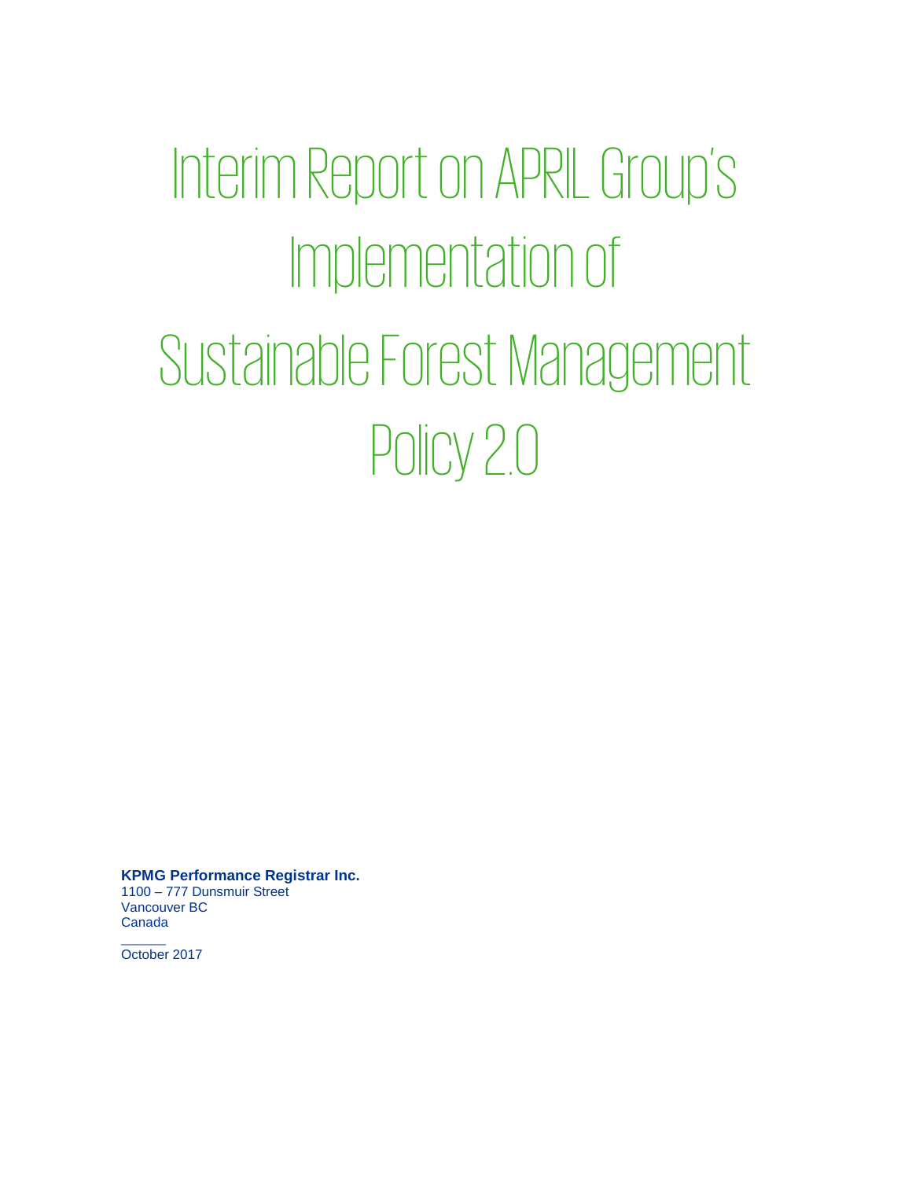# Interim Report on APRIL Group's Implementation of Sustainable Forest Management Policy 2.0

**KPMG Performance Registrar Inc.**
1100 – 777 Dunsmuir Street
Vancouver BC
Canada

October 2017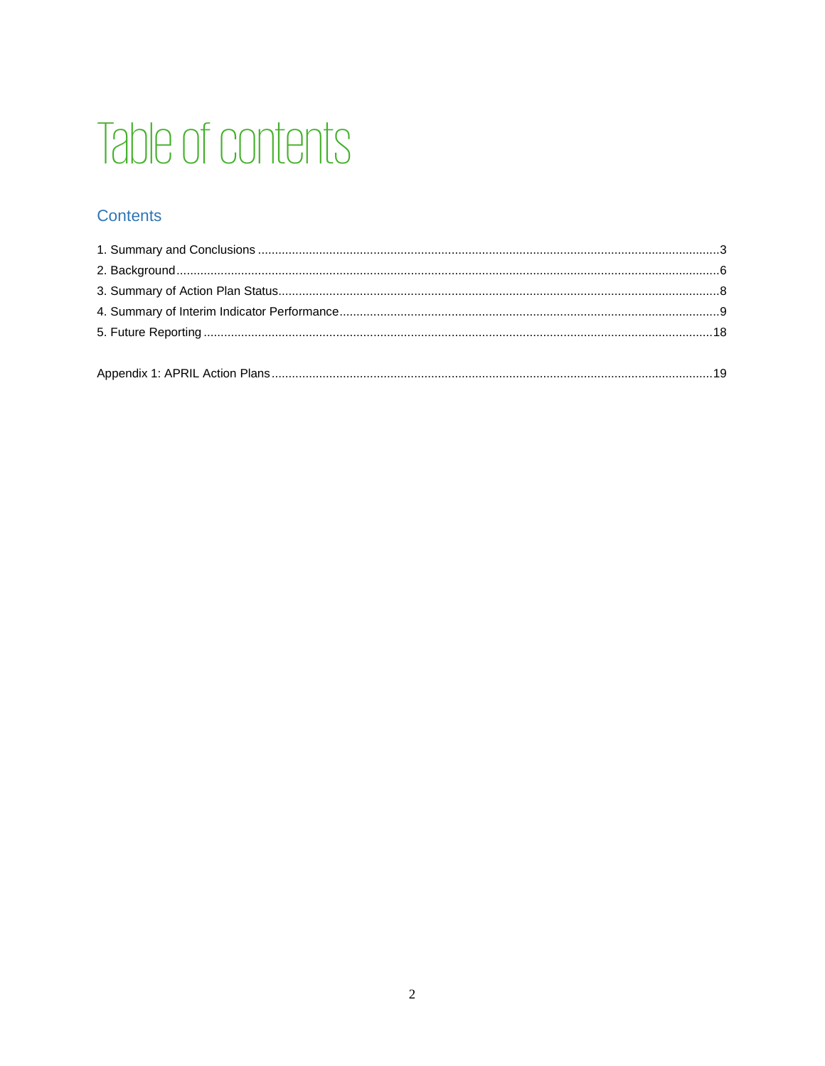# Table of contents

## Contents

1. Summary and Conclusions ....................................................................................................................................3
2. Background..............................................................................................................................................................6
3. Summary of Action Plan Status.........................................................................................................................8
4. Summary of Interim Indicator Performance....................................................................................................9
5. Future Reporting ...................................................................................................................................................18

Appendix 1: APRIL Action Plans...........................................................................................................................19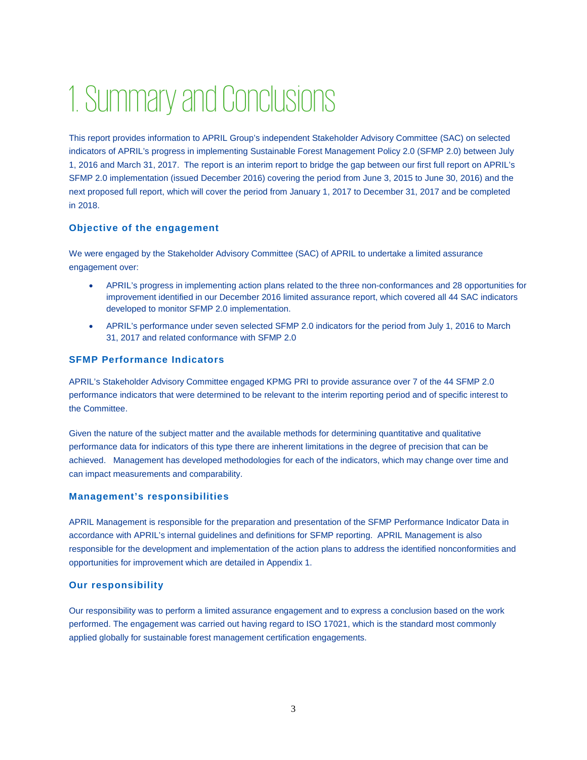# 1. Summary and Conclusions

This report provides information to APRIL Group's independent Stakeholder Advisory Committee (SAC) on selected indicators of APRIL's progress in implementing Sustainable Forest Management Policy 2.0 (SFMP 2.0) between July 1, 2016 and March 31, 2017. The report is an interim report to bridge the gap between our first full report on APRIL's SFMP 2.0 implementation (issued December 2016) covering the period from June 3, 2015 to June 30, 2016) and the next proposed full report, which will cover the period from January 1, 2017 to December 31, 2017 and be completed in 2018.

### Objective of the engagement

We were engaged by the Stakeholder Advisory Committee (SAC) of APRIL to undertake a limited assurance engagement over:

- APRIL's progress in implementing action plans related to the three non-conformances and 28 opportunities for improvement identified in our December 2016 limited assurance report, which covered all 44 SAC indicators developed to monitor SFMP 2.0 implementation.
- APRIL's performance under seven selected SFMP 2.0 indicators for the period from July 1, 2016 to March 31, 2017 and related conformance with SFMP 2.0

### SFMP Performance Indicators

APRIL's Stakeholder Advisory Committee engaged KPMG PRI to provide assurance over 7 of the 44 SFMP 2.0 performance indicators that were determined to be relevant to the interim reporting period and of specific interest to the Committee.

Given the nature of the subject matter and the available methods for determining quantitative and qualitative performance data for indicators of this type there are inherent limitations in the degree of precision that can be achieved. Management has developed methodologies for each of the indicators, which may change over time and can impact measurements and comparability.

### Management's responsibilities

APRIL Management is responsible for the preparation and presentation of the SFMP Performance Indicator Data in accordance with APRIL's internal guidelines and definitions for SFMP reporting. APRIL Management is also responsible for the development and implementation of the action plans to address the identified nonconformities and opportunities for improvement which are detailed in Appendix 1.

### Our responsibility

Our responsibility was to perform a limited assurance engagement and to express a conclusion based on the work performed. The engagement was carried out having regard to ISO 17021, which is the standard most commonly applied globally for sustainable forest management certification engagements.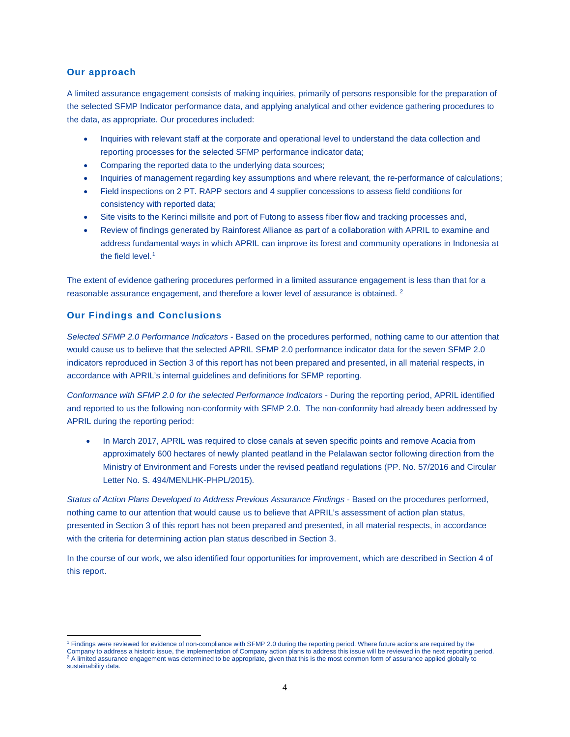## Our approach

A limited assurance engagement consists of making inquiries, primarily of persons responsible for the preparation of the selected SFMP Indicator performance data, and applying analytical and other evidence gathering procedures to the data, as appropriate. Our procedures included:

- Inquiries with relevant staff at the corporate and operational level to understand the data collection and reporting processes for the selected SFMP performance indicator data;
- Comparing the reported data to the underlying data sources;
- Inquiries of management regarding key assumptions and where relevant, the re-performance of calculations;
- Field inspections on 2 PT. RAPP sectors and 4 supplier concessions to assess field conditions for consistency with reported data;
- Site visits to the Kerinci millsite and port of Futong to assess fiber flow and tracking processes and,
- Review of findings generated by Rainforest Alliance as part of a collaboration with APRIL to examine and address fundamental ways in which APRIL can improve its forest and community operations in Indonesia at the field level.[1]

The extent of evidence gathering procedures performed in a limited assurance engagement is less than that for a reasonable assurance engagement, and therefore a lower level of assurance is obtained. [2]

## Our Findings and Conclusions

*Selected SFMP 2.0 Performance Indicators* - Based on the procedures performed, nothing came to our attention that would cause us to believe that the selected APRIL SFMP 2.0 performance indicator data for the seven SFMP 2.0 indicators reproduced in Section 3 of this report has not been prepared and presented, in all material respects, in accordance with APRIL's internal guidelines and definitions for SFMP reporting.

*Conformance with SFMP 2.0 for the selected Performance Indicators* - During the reporting period, APRIL identified and reported to us the following non-conformity with SFMP 2.0. The non-conformity had already been addressed by APRIL during the reporting period:

- In March 2017, APRIL was required to close canals at seven specific points and remove Acacia from approximately 600 hectares of newly planted peatland in the Pelalawan sector following direction from the Ministry of Environment and Forests under the revised peatland regulations (PP. No. 57/2016 and Circular Letter No. S. 494/MENLHK-PHPL/2015).

*Status of Action Plans Developed to Address Previous Assurance Findings* - Based on the procedures performed, nothing came to our attention that would cause us to believe that APRIL's assessment of action plan status, presented in Section 3 of this report has not been prepared and presented, in all material respects, in accordance with the criteria for determining action plan status described in Section 3.

In the course of our work, we also identified four opportunities for improvement, which are described in Section 4 of this report.

---

[1] Findings were reviewed for evidence of non-compliance with SFMP 2.0 during the reporting period. Where future actions are required by the Company to address a historic issue, the implementation of Company action plans to address this issue will be reviewed in the next reporting period.

[2] A limited assurance engagement was determined to be appropriate, given that this is the most common form of assurance applied globally to sustainability data.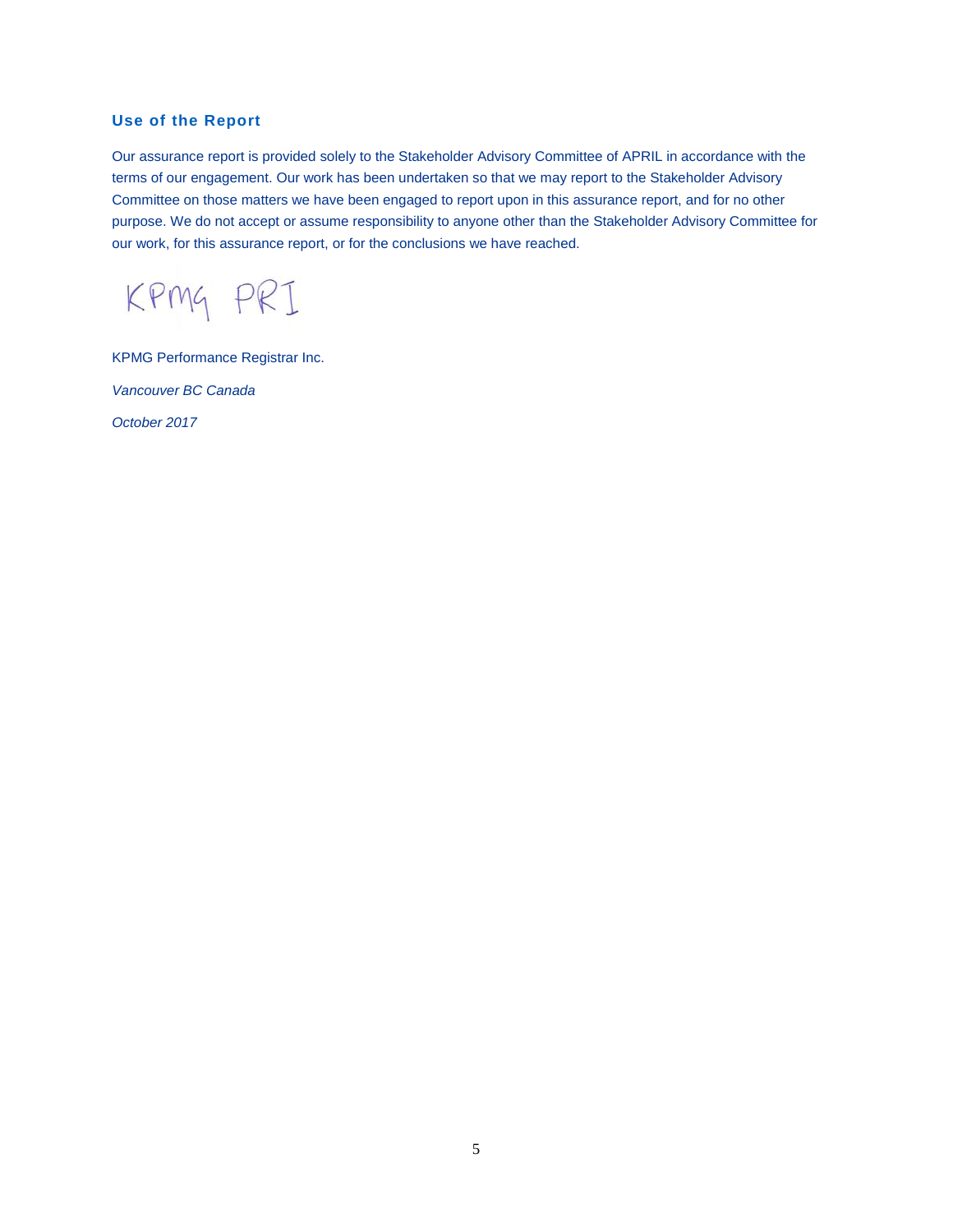### Use of the Report

Our assurance report is provided solely to the Stakeholder Advisory Committee of APRIL in accordance with the terms of our engagement. Our work has been undertaken so that we may report to the Stakeholder Advisory Committee on those matters we have been engaged to report upon in this assurance report, and for no other purpose. We do not accept or assume responsibility to anyone other than the Stakeholder Advisory Committee for our work, for this assurance report, or for the conclusions we have reached.

KPMG PRI

KPMG Performance Registrar Inc.

*Vancouver BC Canada*

*October 2017*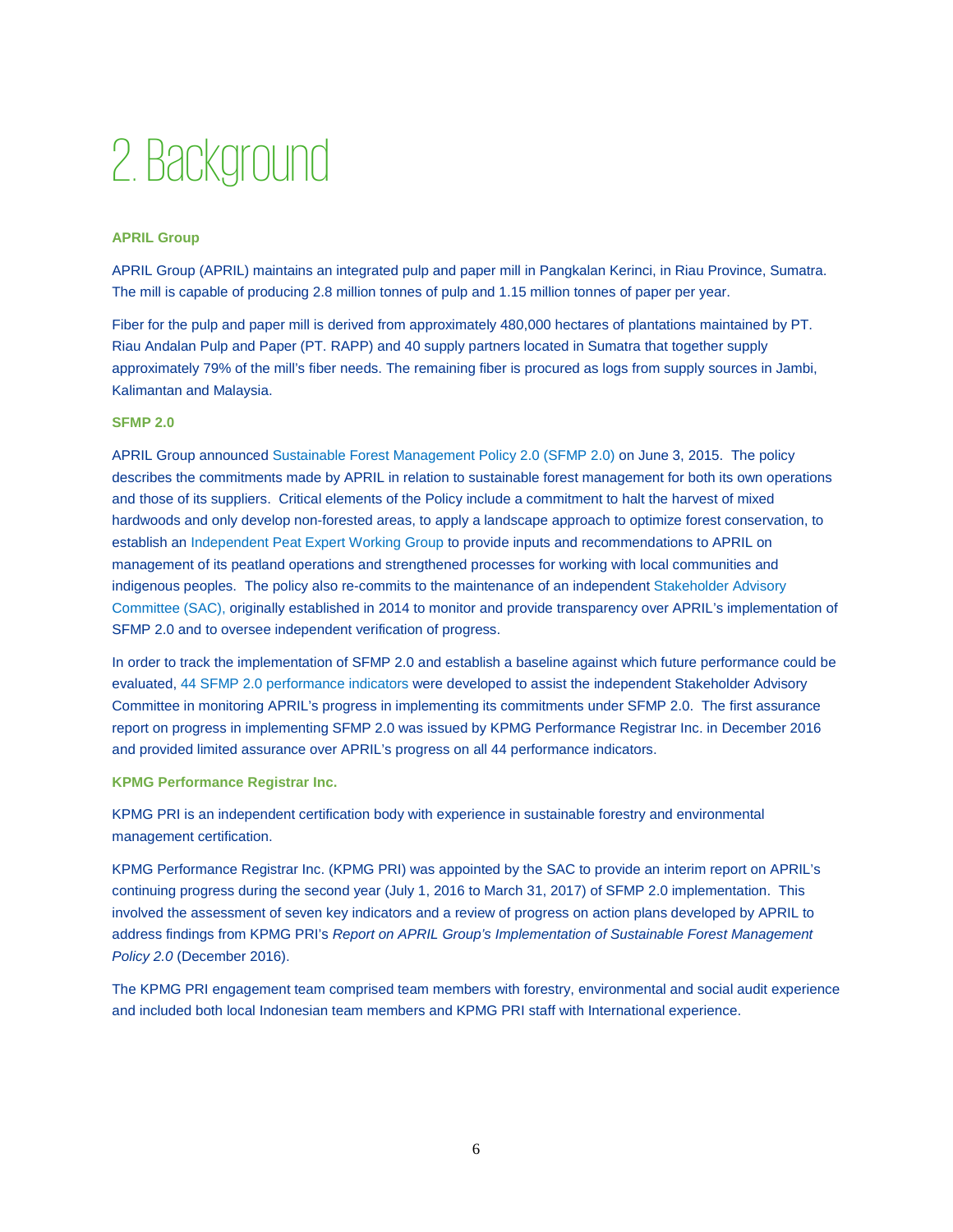# 2. Background

### APRIL Group

APRIL Group (APRIL) maintains an integrated pulp and paper mill in Pangkalan Kerinci, in Riau Province, Sumatra. The mill is capable of producing 2.8 million tonnes of pulp and 1.15 million tonnes of paper per year.

Fiber for the pulp and paper mill is derived from approximately 480,000 hectares of plantations maintained by PT. Riau Andalan Pulp and Paper (PT. RAPP) and 40 supply partners located in Sumatra that together supply approximately 79% of the mill's fiber needs. The remaining fiber is procured as logs from supply sources in Jambi, Kalimantan and Malaysia.

### SFMP 2.0

APRIL Group announced Sustainable Forest Management Policy 2.0 (SFMP 2.0) on June 3, 2015. The policy describes the commitments made by APRIL in relation to sustainable forest management for both its own operations and those of its suppliers. Critical elements of the Policy include a commitment to halt the harvest of mixed hardwoods and only develop non-forested areas, to apply a landscape approach to optimize forest conservation, to establish an Independent Peat Expert Working Group to provide inputs and recommendations to APRIL on management of its peatland operations and strengthened processes for working with local communities and indigenous peoples. The policy also re-commits to the maintenance of an independent Stakeholder Advisory Committee (SAC), originally established in 2014 to monitor and provide transparency over APRIL's implementation of SFMP 2.0 and to oversee independent verification of progress.

In order to track the implementation of SFMP 2.0 and establish a baseline against which future performance could be evaluated, 44 SFMP 2.0 performance indicators were developed to assist the independent Stakeholder Advisory Committee in monitoring APRIL's progress in implementing its commitments under SFMP 2.0. The first assurance report on progress in implementing SFMP 2.0 was issued by KPMG Performance Registrar Inc. in December 2016 and provided limited assurance over APRIL's progress on all 44 performance indicators.

### KPMG Performance Registrar Inc.

KPMG PRI is an independent certification body with experience in sustainable forestry and environmental management certification.

KPMG Performance Registrar Inc. (KPMG PRI) was appointed by the SAC to provide an interim report on APRIL's continuing progress during the second year (July 1, 2016 to March 31, 2017) of SFMP 2.0 implementation. This involved the assessment of seven key indicators and a review of progress on action plans developed by APRIL to address findings from KPMG PRI's *Report on APRIL Group's Implementation of Sustainable Forest Management Policy 2.0* (December 2016).

The KPMG PRI engagement team comprised team members with forestry, environmental and social audit experience and included both local Indonesian team members and KPMG PRI staff with International experience.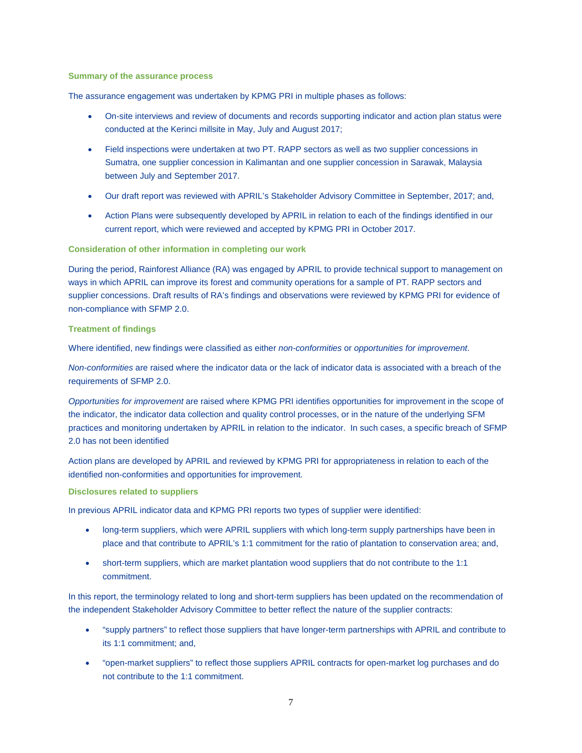### Summary of the assurance process

The assurance engagement was undertaken by KPMG PRI in multiple phases as follows:

- On-site interviews and review of documents and records supporting indicator and action plan status were conducted at the Kerinci millsite in May, July and August 2017;
- Field inspections were undertaken at two PT. RAPP sectors as well as two supplier concessions in Sumatra, one supplier concession in Kalimantan and one supplier concession in Sarawak, Malaysia between July and September 2017.
- Our draft report was reviewed with APRIL's Stakeholder Advisory Committee in September, 2017; and,
- Action Plans were subsequently developed by APRIL in relation to each of the findings identified in our current report, which were reviewed and accepted by KPMG PRI in October 2017.

### Consideration of other information in completing our work

During the period, Rainforest Alliance (RA) was engaged by APRIL to provide technical support to management on ways in which APRIL can improve its forest and community operations for a sample of PT. RAPP sectors and supplier concessions. Draft results of RA's findings and observations were reviewed by KPMG PRI for evidence of non-compliance with SFMP 2.0.

### Treatment of findings

Where identified, new findings were classified as either *non-conformities* or *opportunities for improvement*.

*Non-conformities* are raised where the indicator data or the lack of indicator data is associated with a breach of the requirements of SFMP 2.0.

*Opportunities for improvement* are raised where KPMG PRI identifies opportunities for improvement in the scope of the indicator, the indicator data collection and quality control processes, or in the nature of the underlying SFM practices and monitoring undertaken by APRIL in relation to the indicator. In such cases, a specific breach of SFMP 2.0 has not been identified

Action plans are developed by APRIL and reviewed by KPMG PRI for appropriateness in relation to each of the identified non-conformities and opportunities for improvement.

### Disclosures related to suppliers

In previous APRIL indicator data and KPMG PRI reports two types of supplier were identified:

- long-term suppliers, which were APRIL suppliers with which long-term supply partnerships have been in place and that contribute to APRIL's 1:1 commitment for the ratio of plantation to conservation area; and,
- short-term suppliers, which are market plantation wood suppliers that do not contribute to the 1:1 commitment.

In this report, the terminology related to long and short-term suppliers has been updated on the recommendation of the independent Stakeholder Advisory Committee to better reflect the nature of the supplier contracts:

- "supply partners" to reflect those suppliers that have longer-term partnerships with APRIL and contribute to its 1:1 commitment; and,
- "open-market suppliers" to reflect those suppliers APRIL contracts for open-market log purchases and do not contribute to the 1:1 commitment.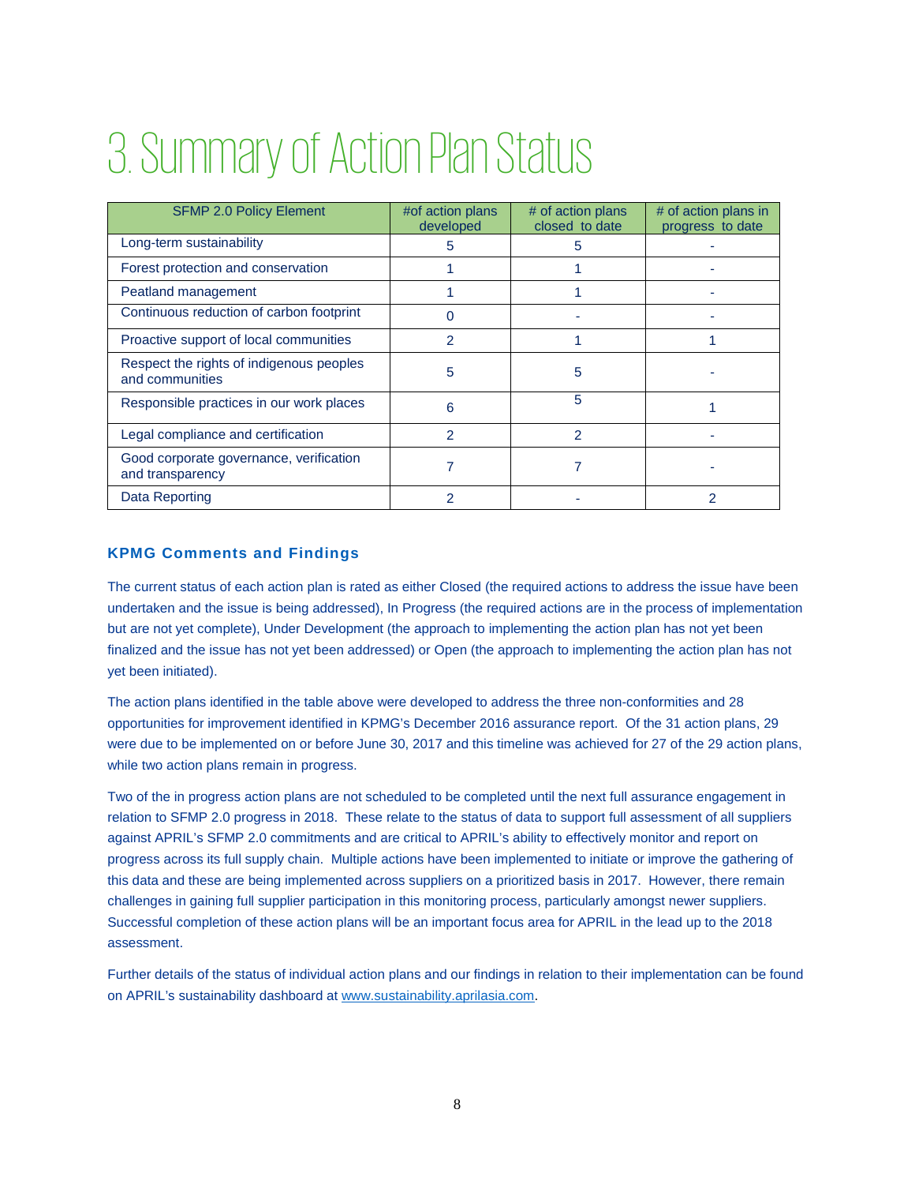# 3. Summary of Action Plan Status

| SFMP 2.0 Policy Element | #of action plans developed | # of action plans closed to date | # of action plans in progress to date |
|---|---|---|---|
| Long-term sustainability | 5 | 5 | - |
| Forest protection and conservation | 1 | 1 | - |
| Peatland management | 1 | 1 | - |
| Continuous reduction of carbon footprint | 0 | - | - |
| Proactive support of local communities | 2 | 1 | 1 |
| Respect the rights of indigenous peoples and communities | 5 | 5 | - |
| Responsible practices in our work places | 6 | 5 | 1 |
| Legal compliance and certification | 2 | 2 | - |
| Good corporate governance, verification and transparency | 7 | 7 | - |
| Data Reporting | 2 | - | 2 |

### KPMG Comments and Findings

The current status of each action plan is rated as either Closed (the required actions to address the issue have been undertaken and the issue is being addressed), In Progress (the required actions are in the process of implementation but are not yet complete), Under Development (the approach to implementing the action plan has not yet been finalized and the issue has not yet been addressed) or Open (the approach to implementing the action plan has not yet been initiated).

The action plans identified in the table above were developed to address the three non-conformities and 28 opportunities for improvement identified in KPMG's December 2016 assurance report. Of the 31 action plans, 29 were due to be implemented on or before June 30, 2017 and this timeline was achieved for 27 of the 29 action plans, while two action plans remain in progress.

Two of the in progress action plans are not scheduled to be completed until the next full assurance engagement in relation to SFMP 2.0 progress in 2018. These relate to the status of data to support full assessment of all suppliers against APRIL's SFMP 2.0 commitments and are critical to APRIL's ability to effectively monitor and report on progress across its full supply chain. Multiple actions have been implemented to initiate or improve the gathering of this data and these are being implemented across suppliers on a prioritized basis in 2017. However, there remain challenges in gaining full supplier participation in this monitoring process, particularly amongst newer suppliers. Successful completion of these action plans will be an important focus area for APRIL in the lead up to the 2018 assessment.

Further details of the status of individual action plans and our findings in relation to their implementation can be found on APRIL's sustainability dashboard at www.sustainability.aprilasia.com.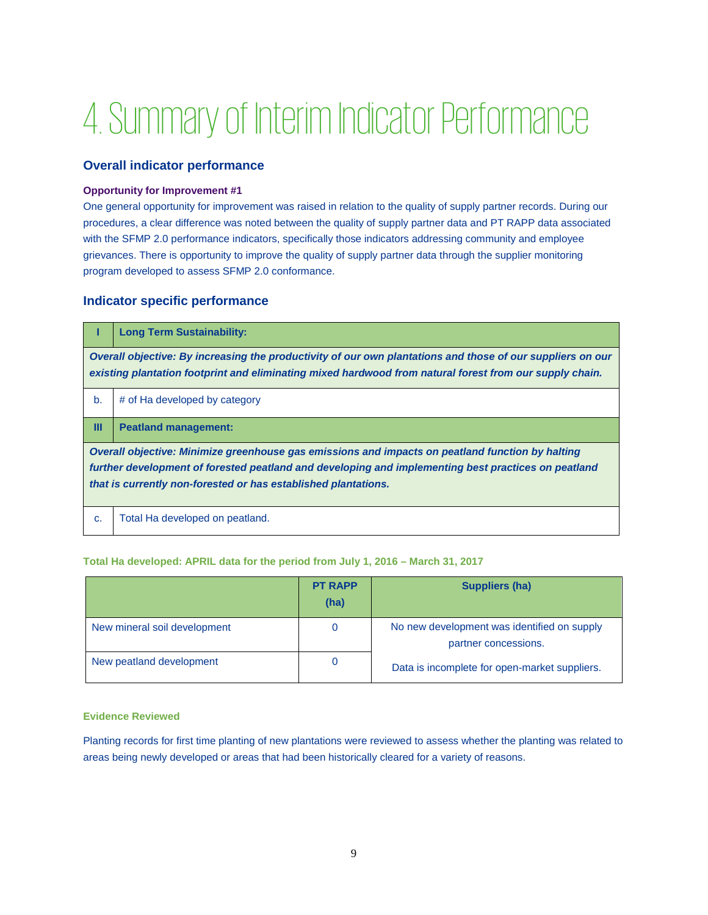# 4. Summary of Interim Indicator Performance

## Overall indicator performance

**Opportunity for Improvement #1**

One general opportunity for improvement was raised in relation to the quality of supply partner records. During our procedures, a clear difference was noted between the quality of supply partner data and PT RAPP data associated with the SFMP 2.0 performance indicators, specifically those indicators addressing community and employee grievances. There is opportunity to improve the quality of supply partner data through the supplier monitoring program developed to assess SFMP 2.0 conformance.

## Indicator specific performance

| I | Long Term Sustainability: |
|---|---|
| | ***Overall objective: By increasing the productivity of our own plantations and those of our suppliers on our existing plantation footprint and eliminating mixed hardwood from natural forest from our supply chain.*** |
| b. | # of Ha developed by category |
| **III** | **Peatland management:** |
| | ***Overall objective: Minimize greenhouse gas emissions and impacts on peatland function by halting further development of forested peatland and developing and implementing best practices on peatland that is currently non-forested or has established plantations.*** |
| c. | Total Ha developed on peatland. |

**Total Ha developed: APRIL data for the period from July 1, 2016 – March 31, 2017**

| | PT RAPP (ha) | Suppliers (ha) |
|---|---|---|
| New mineral soil development | 0 | No new development was identified on supply partner concessions. Data is incomplete for open-market suppliers. |
| New peatland development | 0 | |

**Evidence Reviewed**

Planting records for first time planting of new plantations were reviewed to assess whether the planting was related to areas being newly developed or areas that had been historically cleared for a variety of reasons.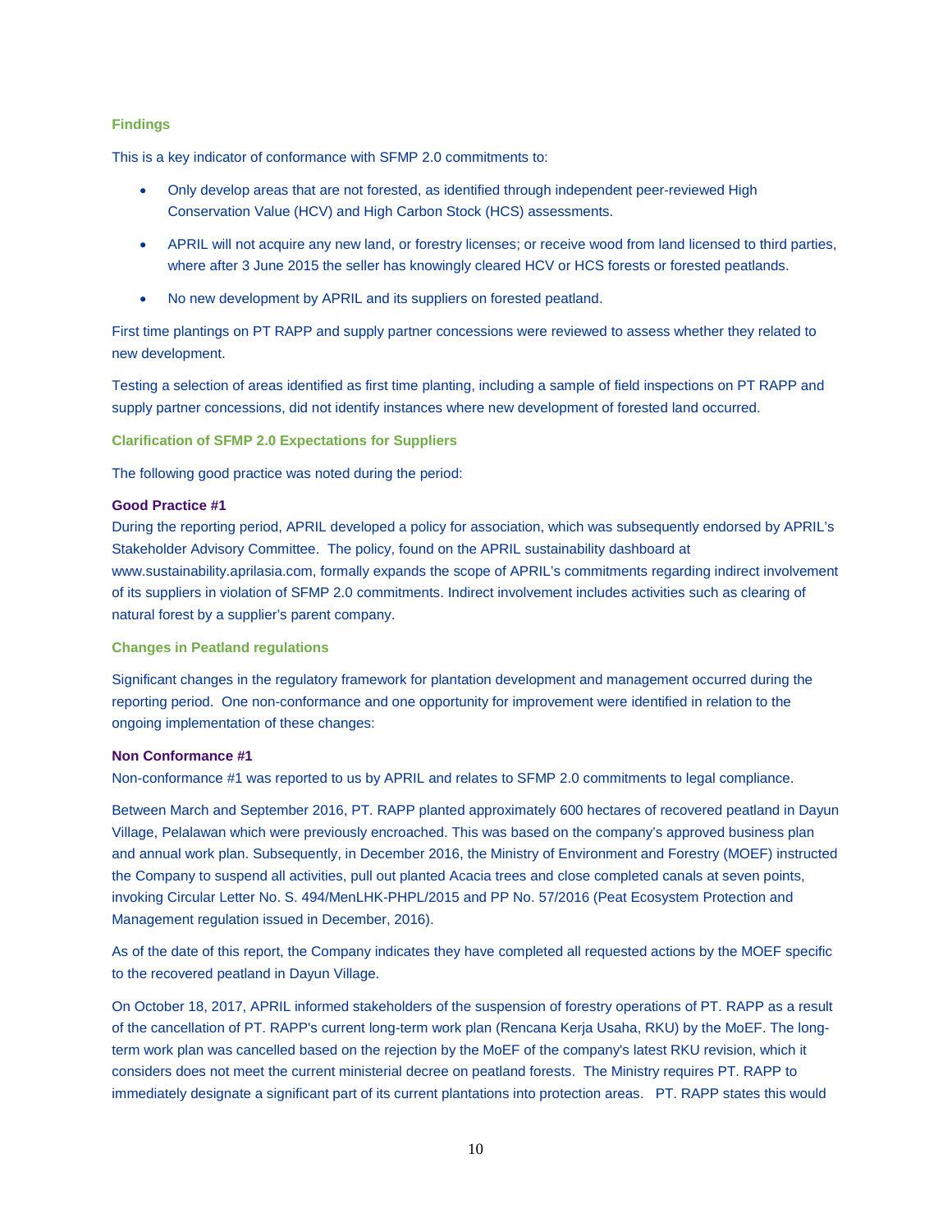### Findings

This is a key indicator of conformance with SFMP 2.0 commitments to:

- Only develop areas that are not forested, as identified through independent peer-reviewed High Conservation Value (HCV) and High Carbon Stock (HCS) assessments.
- APRIL will not acquire any new land, or forestry licenses; or receive wood from land licensed to third parties, where after 3 June 2015 the seller has knowingly cleared HCV or HCS forests or forested peatlands.
- No new development by APRIL and its suppliers on forested peatland.

First time plantings on PT RAPP and supply partner concessions were reviewed to assess whether they related to new development.

Testing a selection of areas identified as first time planting, including a sample of field inspections on PT RAPP and supply partner concessions, did not identify instances where new development of forested land occurred.

### Clarification of SFMP 2.0 Expectations for Suppliers

The following good practice was noted during the period:

**Good Practice #1**
During the reporting period, APRIL developed a policy for association, which was subsequently endorsed by APRIL's Stakeholder Advisory Committee. The policy, found on the APRIL sustainability dashboard at www.sustainability.aprilasia.com, formally expands the scope of APRIL's commitments regarding indirect involvement of its suppliers in violation of SFMP 2.0 commitments. Indirect involvement includes activities such as clearing of natural forest by a supplier's parent company.

### Changes in Peatland regulations

Significant changes in the regulatory framework for plantation development and management occurred during the reporting period. One non-conformance and one opportunity for improvement were identified in relation to the ongoing implementation of these changes:

**Non Conformance #1**
Non-conformance #1 was reported to us by APRIL and relates to SFMP 2.0 commitments to legal compliance.

Between March and September 2016, PT. RAPP planted approximately 600 hectares of recovered peatland in Dayun Village, Pelalawan which were previously encroached. This was based on the company's approved business plan and annual work plan. Subsequently, in December 2016, the Ministry of Environment and Forestry (MOEF) instructed the Company to suspend all activities, pull out planted Acacia trees and close completed canals at seven points, invoking Circular Letter No. S. 494/MenLHK-PHPL/2015 and PP No. 57/2016 (Peat Ecosystem Protection and Management regulation issued in December, 2016).

As of the date of this report, the Company indicates they have completed all requested actions by the MOEF specific to the recovered peatland in Dayun Village.

On October 18, 2017, APRIL informed stakeholders of the suspension of forestry operations of PT. RAPP as a result of the cancellation of PT. RAPP's current long-term work plan (Rencana Kerja Usaha, RKU) by the MoEF. The long-term work plan was cancelled based on the rejection by the MoEF of the company's latest RKU revision, which it considers does not meet the current ministerial decree on peatland forests. The Ministry requires PT. RAPP to immediately designate a significant part of its current plantations into protection areas. PT. RAPP states this would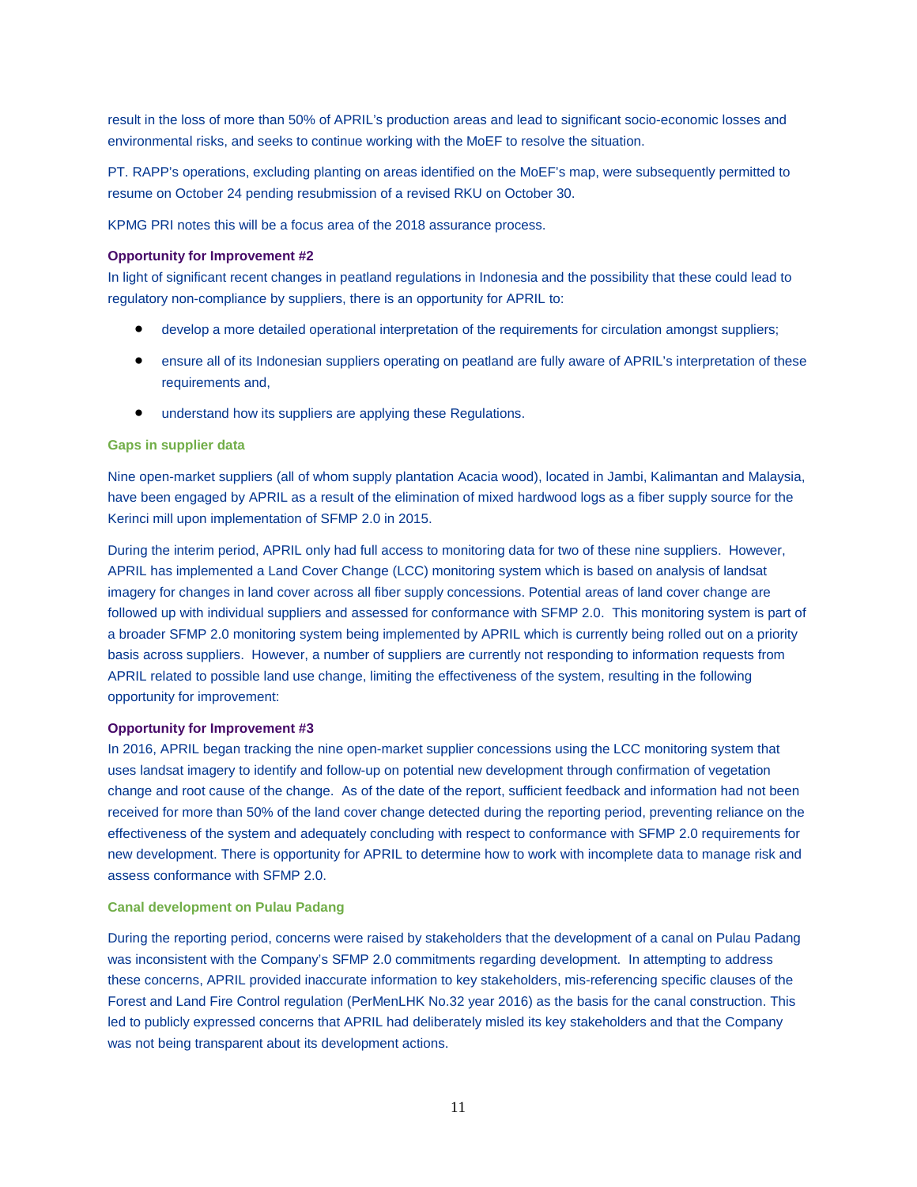result in the loss of more than 50% of APRIL's production areas and lead to significant socio-economic losses and environmental risks, and seeks to continue working with the MoEF to resolve the situation.

PT. RAPP's operations, excluding planting on areas identified on the MoEF's map, were subsequently permitted to resume on October 24 pending resubmission of a revised RKU on October 30.

KPMG PRI notes this will be a focus area of the 2018 assurance process.

**Opportunity for Improvement #2**

In light of significant recent changes in peatland regulations in Indonesia and the possibility that these could lead to regulatory non-compliance by suppliers, there is an opportunity for APRIL to:

- develop a more detailed operational interpretation of the requirements for circulation amongst suppliers;
- ensure all of its Indonesian suppliers operating on peatland are fully aware of APRIL's interpretation of these requirements and,
- understand how its suppliers are applying these Regulations.

### Gaps in supplier data

Nine open-market suppliers (all of whom supply plantation Acacia wood), located in Jambi, Kalimantan and Malaysia, have been engaged by APRIL as a result of the elimination of mixed hardwood logs as a fiber supply source for the Kerinci mill upon implementation of SFMP 2.0 in 2015.

During the interim period, APRIL only had full access to monitoring data for two of these nine suppliers. However, APRIL has implemented a Land Cover Change (LCC) monitoring system which is based on analysis of landsat imagery for changes in land cover across all fiber supply concessions. Potential areas of land cover change are followed up with individual suppliers and assessed for conformance with SFMP 2.0. This monitoring system is part of a broader SFMP 2.0 monitoring system being implemented by APRIL which is currently being rolled out on a priority basis across suppliers. However, a number of suppliers are currently not responding to information requests from APRIL related to possible land use change, limiting the effectiveness of the system, resulting in the following opportunity for improvement:

**Opportunity for Improvement #3**

In 2016, APRIL began tracking the nine open-market supplier concessions using the LCC monitoring system that uses landsat imagery to identify and follow-up on potential new development through confirmation of vegetation change and root cause of the change. As of the date of the report, sufficient feedback and information had not been received for more than 50% of the land cover change detected during the reporting period, preventing reliance on the effectiveness of the system and adequately concluding with respect to conformance with SFMP 2.0 requirements for new development. There is opportunity for APRIL to determine how to work with incomplete data to manage risk and assess conformance with SFMP 2.0.

### Canal development on Pulau Padang

During the reporting period, concerns were raised by stakeholders that the development of a canal on Pulau Padang was inconsistent with the Company's SFMP 2.0 commitments regarding development. In attempting to address these concerns, APRIL provided inaccurate information to key stakeholders, mis-referencing specific clauses of the Forest and Land Fire Control regulation (PerMenLHK No.32 year 2016) as the basis for the canal construction. This led to publicly expressed concerns that APRIL had deliberately misled its key stakeholders and that the Company was not being transparent about its development actions.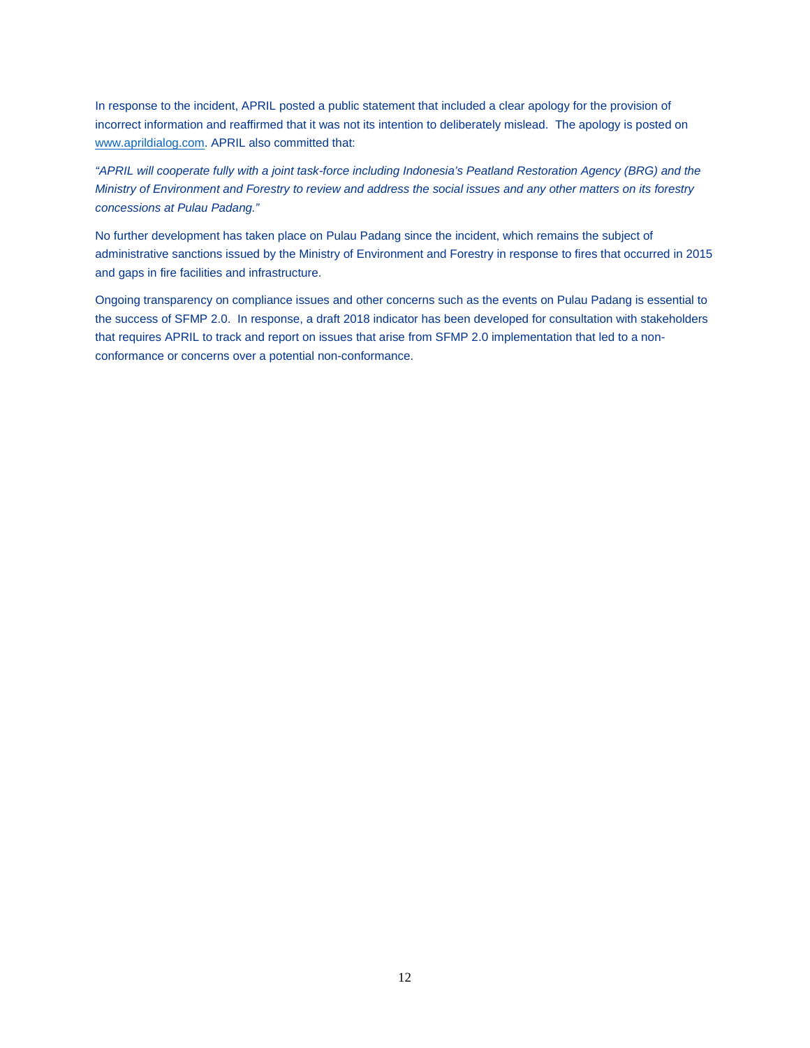In response to the incident, APRIL posted a public statement that included a clear apology for the provision of incorrect information and reaffirmed that it was not its intention to deliberately mislead. The apology is posted on www.aprildialog.com. APRIL also committed that:

*"APRIL will cooperate fully with a joint task-force including Indonesia's Peatland Restoration Agency (BRG) and the Ministry of Environment and Forestry to review and address the social issues and any other matters on its forestry concessions at Pulau Padang."*

No further development has taken place on Pulau Padang since the incident, which remains the subject of administrative sanctions issued by the Ministry of Environment and Forestry in response to fires that occurred in 2015 and gaps in fire facilities and infrastructure.

Ongoing transparency on compliance issues and other concerns such as the events on Pulau Padang is essential to the success of SFMP 2.0. In response, a draft 2018 indicator has been developed for consultation with stakeholders that requires APRIL to track and report on issues that arise from SFMP 2.0 implementation that led to a non-conformance or concerns over a potential non-conformance.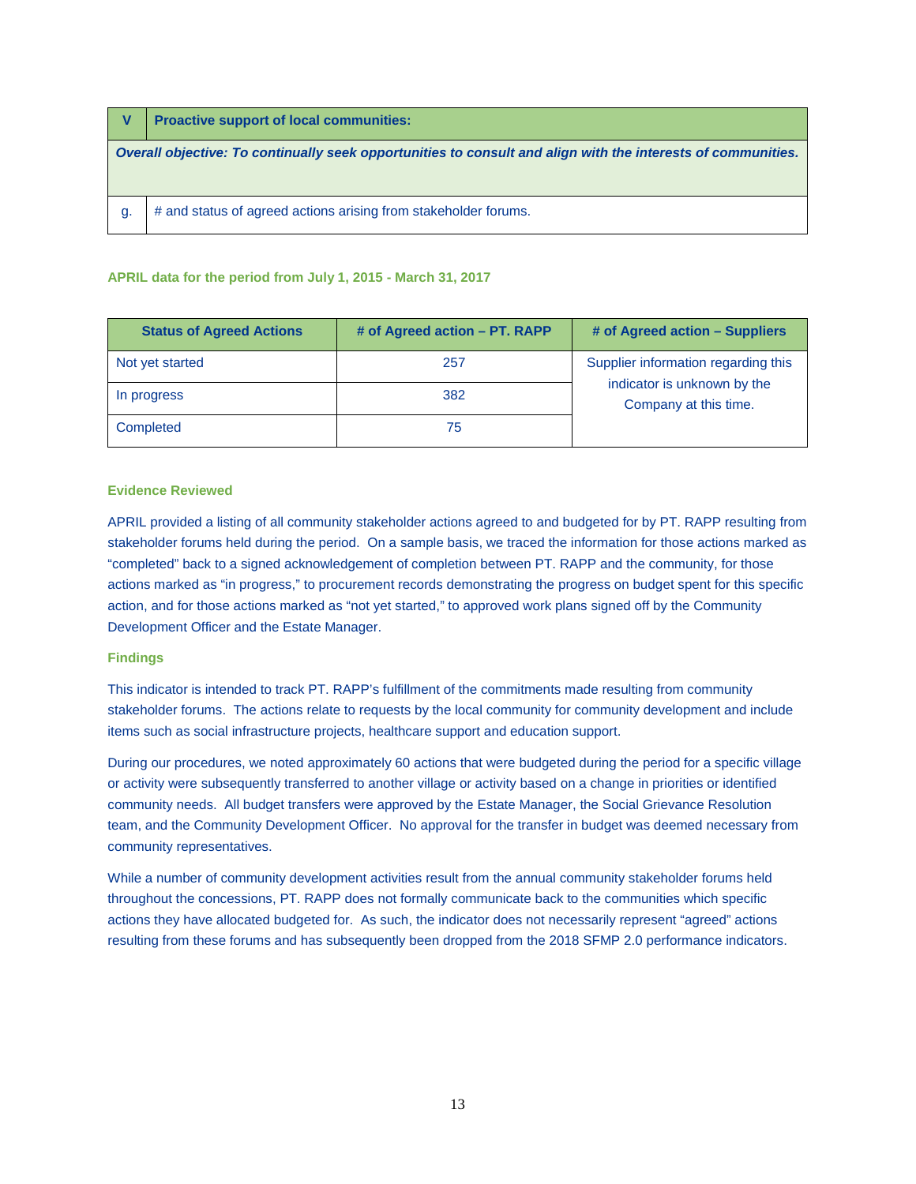| V | Proactive support of local communities: |
|---|---|
| ***Overall objective: To continually seek opportunities to consult and align with the interests of communities.*** | |
| g. | # and status of agreed actions arising from stakeholder forums. |

**APRIL data for the period from July 1, 2015 - March 31, 2017**

| Status of Agreed Actions | # of Agreed action – PT. RAPP | # of Agreed action – Suppliers |
|---|---|---|
| Not yet started | 257 | Supplier information regarding this indicator is unknown by the Company at this time. |
| In progress | 382 | |
| Completed | 75 | |

**Evidence Reviewed**

APRIL provided a listing of all community stakeholder actions agreed to and budgeted for by PT. RAPP resulting from stakeholder forums held during the period. On a sample basis, we traced the information for those actions marked as "completed" back to a signed acknowledgement of completion between PT. RAPP and the community, for those actions marked as "in progress," to procurement records demonstrating the progress on budget spent for this specific action, and for those actions marked as "not yet started," to approved work plans signed off by the Community Development Officer and the Estate Manager.

**Findings**

This indicator is intended to track PT. RAPP's fulfillment of the commitments made resulting from community stakeholder forums. The actions relate to requests by the local community for community development and include items such as social infrastructure projects, healthcare support and education support.

During our procedures, we noted approximately 60 actions that were budgeted during the period for a specific village or activity were subsequently transferred to another village or activity based on a change in priorities or identified community needs. All budget transfers were approved by the Estate Manager, the Social Grievance Resolution team, and the Community Development Officer. No approval for the transfer in budget was deemed necessary from community representatives.

While a number of community development activities result from the annual community stakeholder forums held throughout the concessions, PT. RAPP does not formally communicate back to the communities which specific actions they have allocated budgeted for. As such, the indicator does not necessarily represent "agreed" actions resulting from these forums and has subsequently been dropped from the 2018 SFMP 2.0 performance indicators.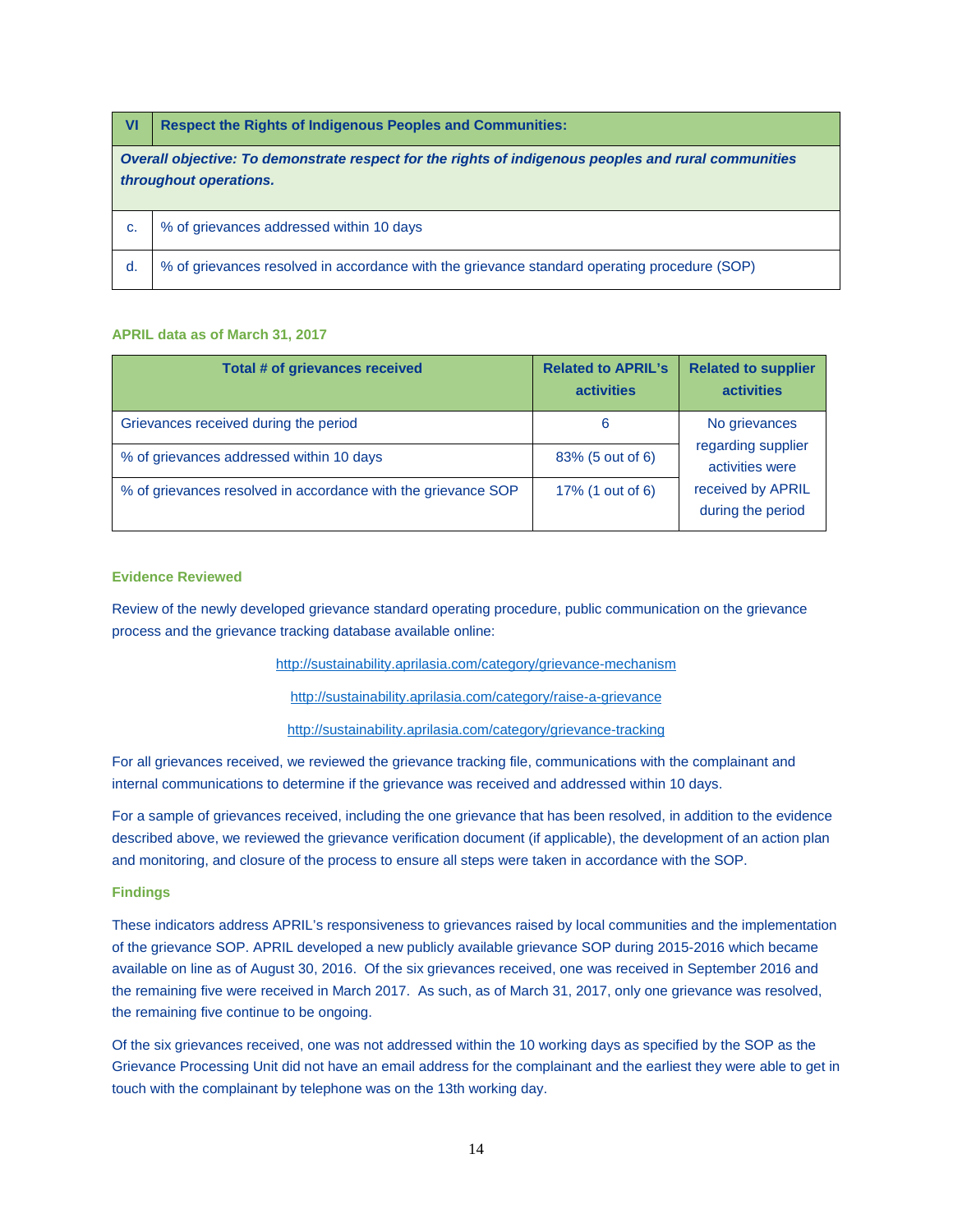| VI | Respect the Rights of Indigenous Peoples and Communities: |
|---|---|
| ***Overall objective: To demonstrate respect for the rights of indigenous peoples and rural communities throughout operations.*** | |
| c. | % of grievances addressed within 10 days |
| d. | % of grievances resolved in accordance with the grievance standard operating procedure (SOP) |

**APRIL data as of March 31, 2017**

| Total # of grievances received | Related to APRIL's activities | Related to supplier activities |
|---|---|---|
| Grievances received during the period | 6 | No grievances regarding supplier activities were received by APRIL during the period |
| % of grievances addressed within 10 days | 83% (5 out of 6) | |
| % of grievances resolved in accordance with the grievance SOP | 17% (1 out of 6) | |

**Evidence Reviewed**

Review of the newly developed grievance standard operating procedure, public communication on the grievance process and the grievance tracking database available online:

http://sustainability.aprilasia.com/category/grievance-mechanism

http://sustainability.aprilasia.com/category/raise-a-grievance

http://sustainability.aprilasia.com/category/grievance-tracking

For all grievances received, we reviewed the grievance tracking file, communications with the complainant and internal communications to determine if the grievance was received and addressed within 10 days.

For a sample of grievances received, including the one grievance that has been resolved, in addition to the evidence described above, we reviewed the grievance verification document (if applicable), the development of an action plan and monitoring, and closure of the process to ensure all steps were taken in accordance with the SOP.

**Findings**

These indicators address APRIL's responsiveness to grievances raised by local communities and the implementation of the grievance SOP. APRIL developed a new publicly available grievance SOP during 2015-2016 which became available on line as of August 30, 2016. Of the six grievances received, one was received in September 2016 and the remaining five were received in March 2017. As such, as of March 31, 2017, only one grievance was resolved, the remaining five continue to be ongoing.

Of the six grievances received, one was not addressed within the 10 working days as specified by the SOP as the Grievance Processing Unit did not have an email address for the complainant and the earliest they were able to get in touch with the complainant by telephone was on the 13th working day.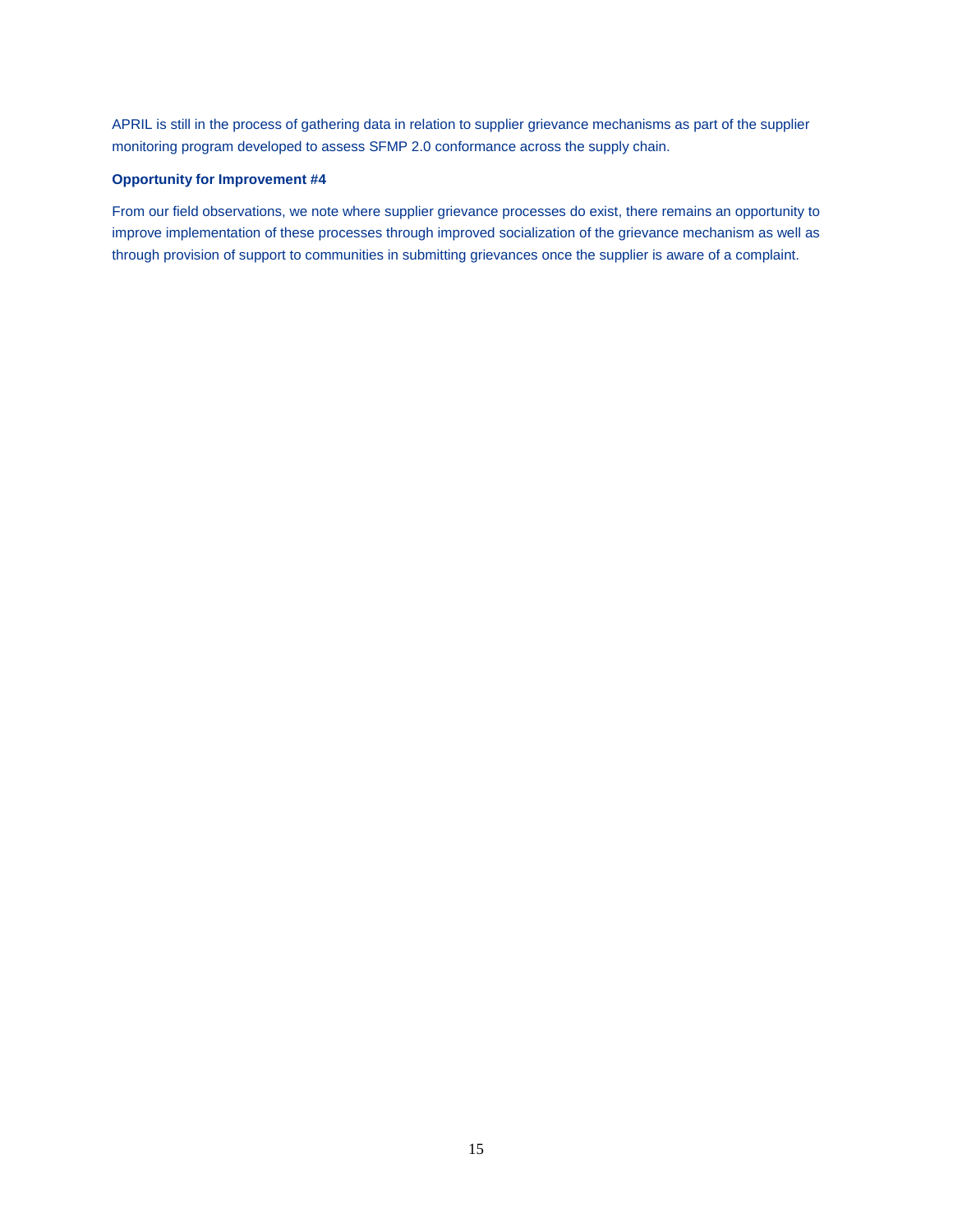APRIL is still in the process of gathering data in relation to supplier grievance mechanisms as part of the supplier monitoring program developed to assess SFMP 2.0 conformance across the supply chain.

**Opportunity for Improvement #4**

From our field observations, we note where supplier grievance processes do exist, there remains an opportunity to improve implementation of these processes through improved socialization of the grievance mechanism as well as through provision of support to communities in submitting grievances once the supplier is aware of a complaint.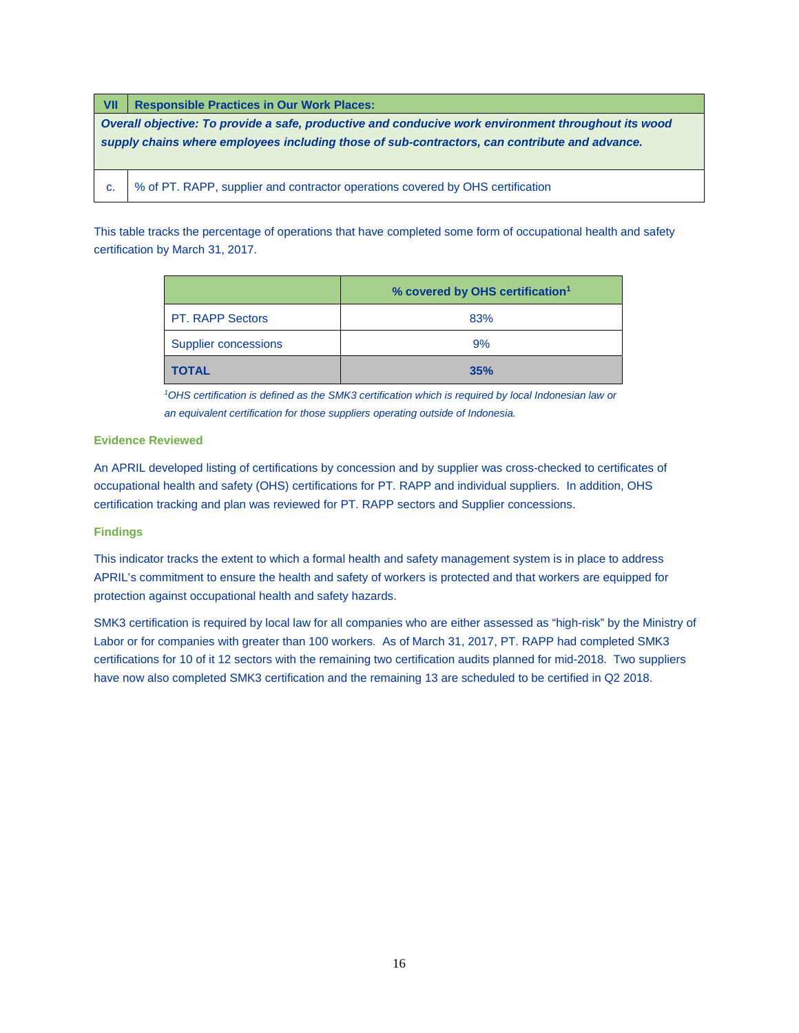| VII | Responsible Practices in Our Work Places: |
|---|---|
| *Overall objective: To provide a safe, productive and conducive work environment throughout its wood supply chains where employees including those of sub-contractors, can contribute and advance.* | |
| c. | % of PT. RAPP, supplier and contractor operations covered by OHS certification |

This table tracks the percentage of operations that have completed some form of occupational health and safety certification by March 31, 2017.

| | % covered by OHS certification[1] |
|---|---|
| PT. RAPP Sectors | 83% |
| Supplier concessions | 9% |
| **TOTAL** | **35%** |

*[1]OHS certification is defined as the SMK3 certification which is required by local Indonesian law or an equivalent certification for those suppliers operating outside of Indonesia.*

**Evidence Reviewed**

An APRIL developed listing of certifications by concession and by supplier was cross-checked to certificates of occupational health and safety (OHS) certifications for PT. RAPP and individual suppliers. In addition, OHS certification tracking and plan was reviewed for PT. RAPP sectors and Supplier concessions.

**Findings**

This indicator tracks the extent to which a formal health and safety management system is in place to address APRIL's commitment to ensure the health and safety of workers is protected and that workers are equipped for protection against occupational health and safety hazards.

SMK3 certification is required by local law for all companies who are either assessed as "high-risk" by the Ministry of Labor or for companies with greater than 100 workers. As of March 31, 2017, PT. RAPP had completed SMK3 certifications for 10 of it 12 sectors with the remaining two certification audits planned for mid-2018. Two suppliers have now also completed SMK3 certification and the remaining 13 are scheduled to be certified in Q2 2018.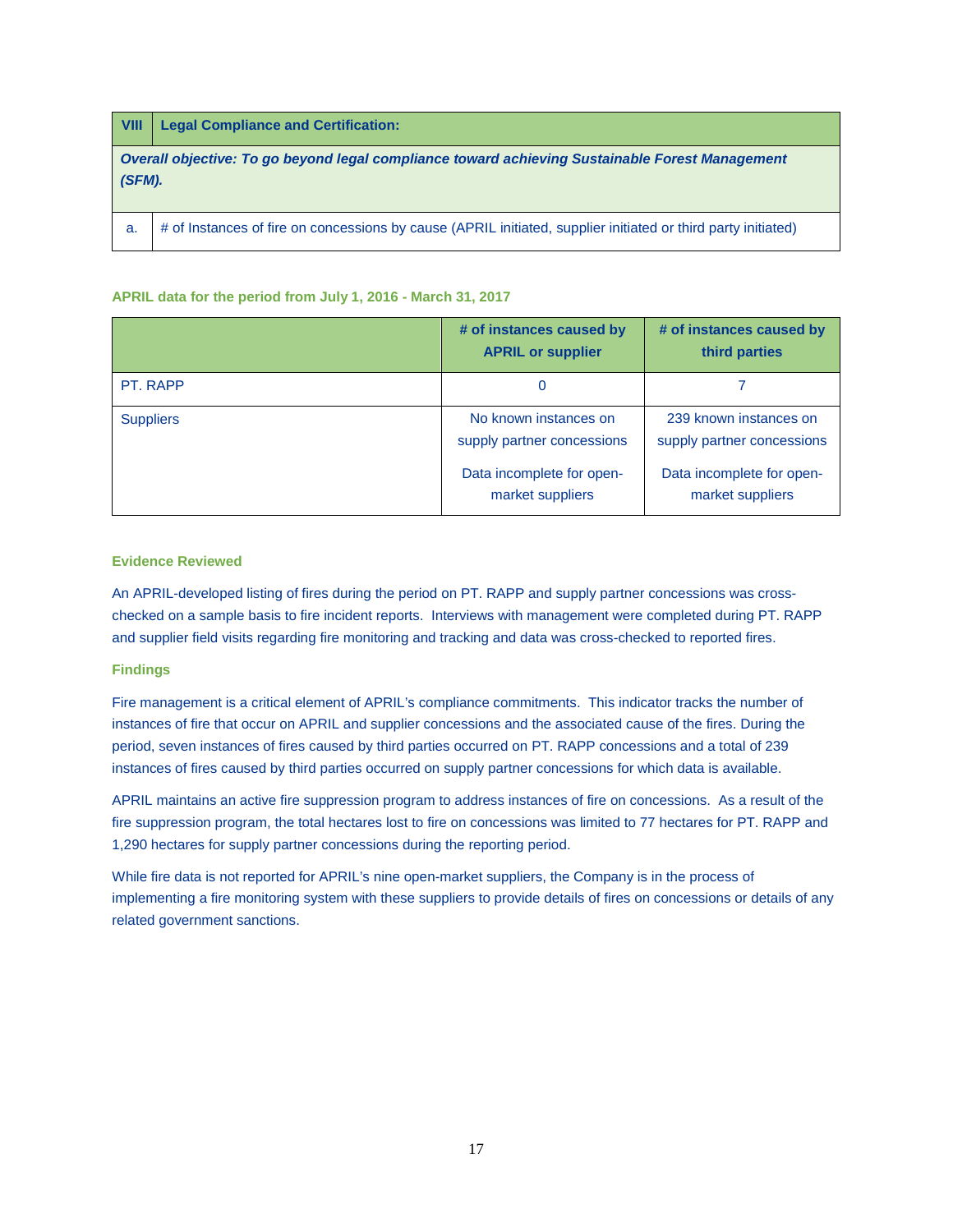| VIII | Legal Compliance and Certification: |
| --- | --- |
| ***Overall objective: To go beyond legal compliance toward achieving Sustainable Forest Management (SFM).*** | |
| a. | # of Instances of fire on concessions by cause (APRIL initiated, supplier initiated or third party initiated) |

**APRIL data for the period from July 1, 2016 - March 31, 2017**

| | # of instances caused by APRIL or supplier | # of instances caused by third parties |
| --- | --- | --- |
| PT. RAPP | 0 | 7 |
| Suppliers | No known instances on supply partner concessions<br><br>Data incomplete for open-market suppliers | 239 known instances on supply partner concessions<br><br>Data incomplete for open-market suppliers |

**Evidence Reviewed**

An APRIL-developed listing of fires during the period on PT. RAPP and supply partner concessions was cross-checked on a sample basis to fire incident reports. Interviews with management were completed during PT. RAPP and supplier field visits regarding fire monitoring and tracking and data was cross-checked to reported fires.

**Findings**

Fire management is a critical element of APRIL's compliance commitments. This indicator tracks the number of instances of fire that occur on APRIL and supplier concessions and the associated cause of the fires. During the period, seven instances of fires caused by third parties occurred on PT. RAPP concessions and a total of 239 instances of fires caused by third parties occurred on supply partner concessions for which data is available.

APRIL maintains an active fire suppression program to address instances of fire on concessions. As a result of the fire suppression program, the total hectares lost to fire on concessions was limited to 77 hectares for PT. RAPP and 1,290 hectares for supply partner concessions during the reporting period.

While fire data is not reported for APRIL's nine open-market suppliers, the Company is in the process of implementing a fire monitoring system with these suppliers to provide details of fires on concessions or details of any related government sanctions.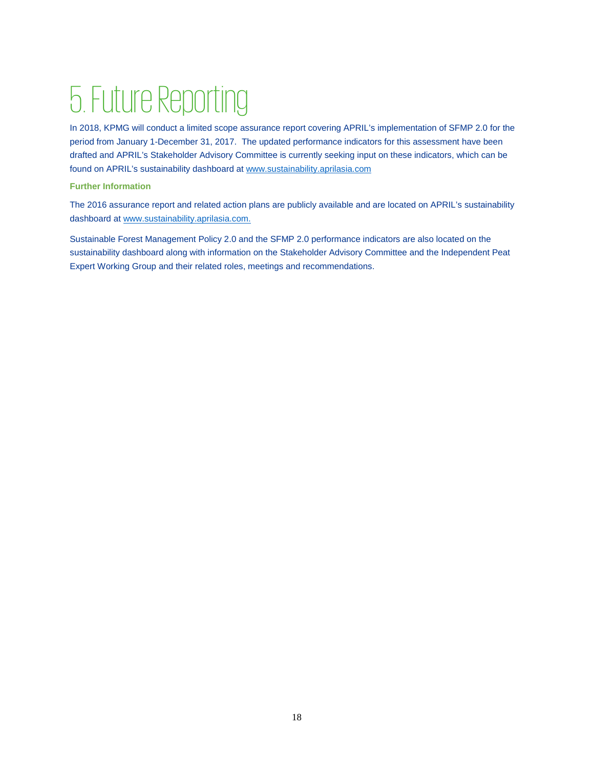# 5. Future Reporting

In 2018, KPMG will conduct a limited scope assurance report covering APRIL's implementation of SFMP 2.0 for the period from January 1-December 31, 2017. The updated performance indicators for this assessment have been drafted and APRIL's Stakeholder Advisory Committee is currently seeking input on these indicators, which can be found on APRIL's sustainability dashboard at www.sustainability.aprilasia.com

### Further Information

The 2016 assurance report and related action plans are publicly available and are located on APRIL's sustainability dashboard at www.sustainability.aprilasia.com.

Sustainable Forest Management Policy 2.0 and the SFMP 2.0 performance indicators are also located on the sustainability dashboard along with information on the Stakeholder Advisory Committee and the Independent Peat Expert Working Group and their related roles, meetings and recommendations.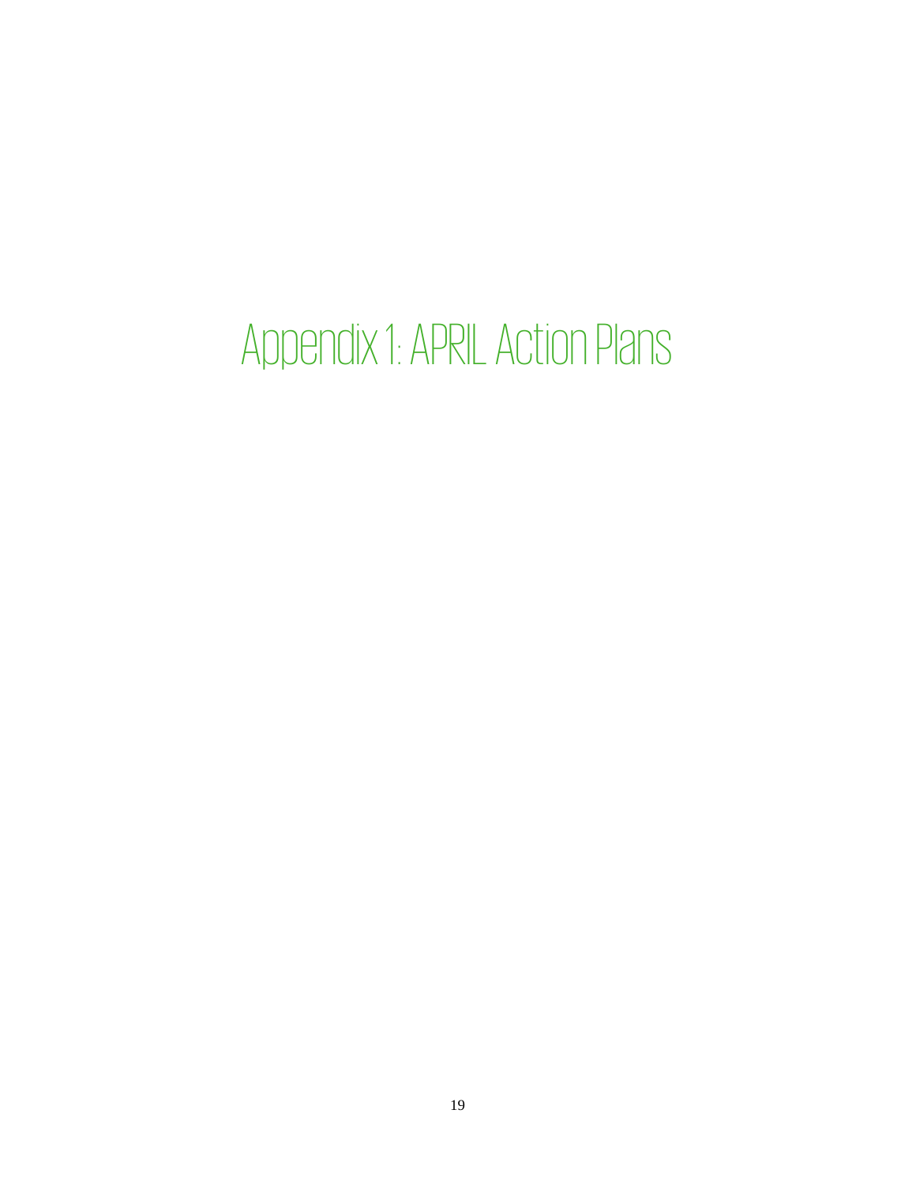# Appendix 1: APRIL Action Plans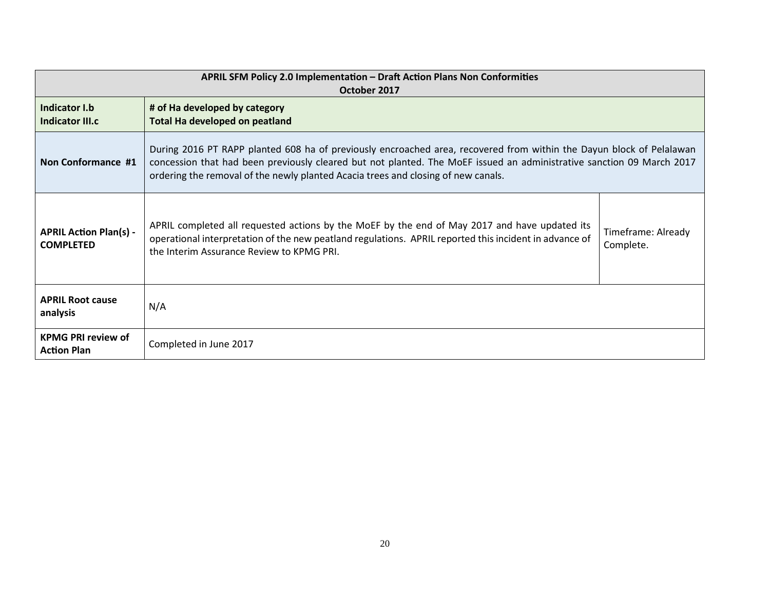| APRIL SFM Policy 2.0 Implementation – Draft Action Plans Non Conformities<br>October 2017 | | |
|---|---|---|
| **Indicator I.b**<br>**Indicator III.c** | **# of Ha developed by category**<br>**Total Ha developed on peatland** | |
| **Non Conformance #1** | During 2016 PT RAPP planted 608 ha of previously encroached area, recovered from within the Dayun block of Pelalawan concession that had been previously cleared but not planted. The MoEF issued an administrative sanction 09 March 2017 ordering the removal of the newly planted Acacia trees and closing of new canals. | |
| **APRIL Action Plan(s) - COMPLETED** | APRIL completed all requested actions by the MoEF by the end of May 2017 and have updated its operational interpretation of the new peatland regulations. APRIL reported this incident in advance of the Interim Assurance Review to KPMG PRI. | Timeframe: Already Complete. |
| **APRIL Root cause analysis** | N/A | |
| **KPMG PRI review of Action Plan** | Completed in June 2017 | |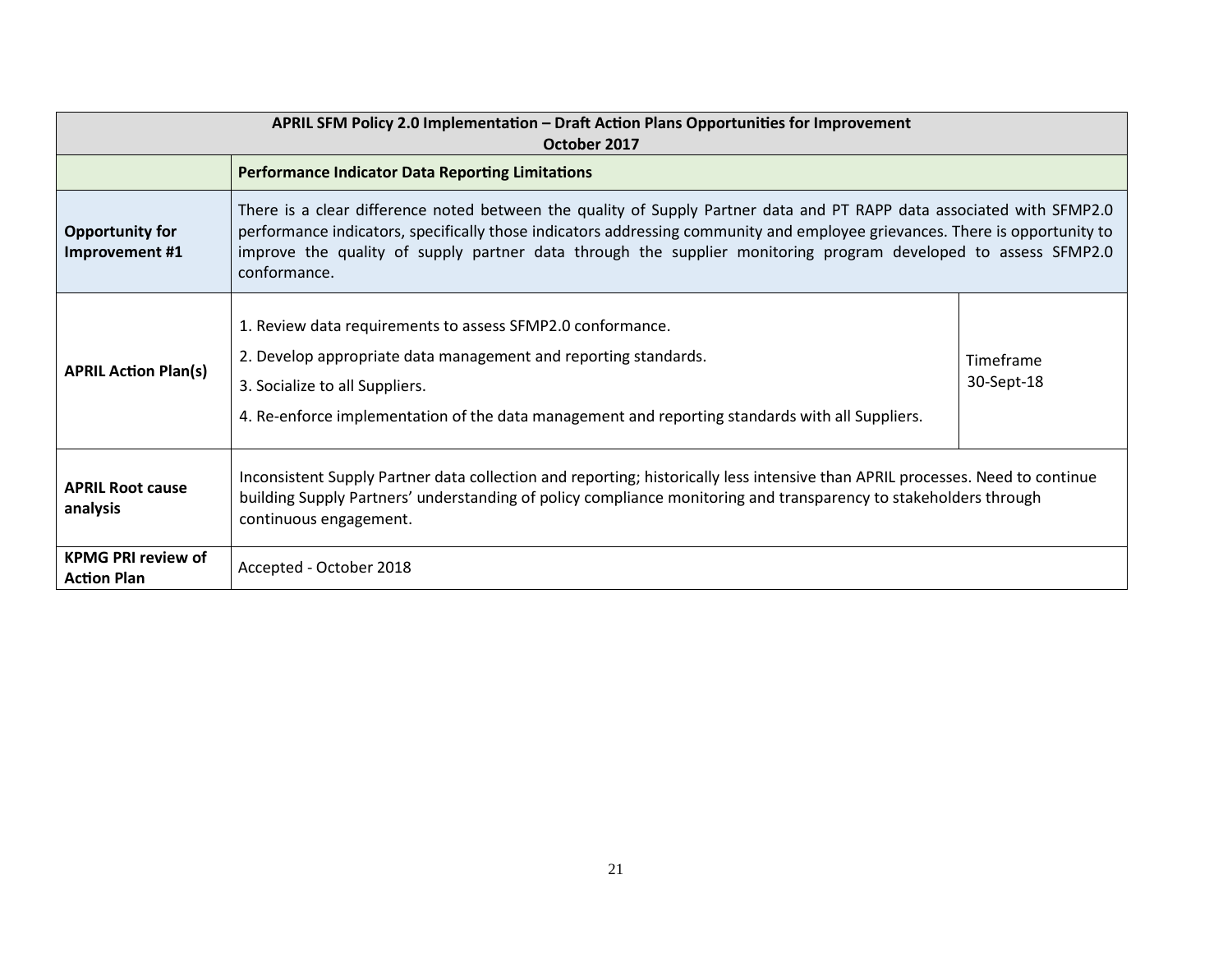| APRIL SFM Policy 2.0 Implementation – Draft Action Plans Opportunities for Improvement<br>October 2017 | | |
|---|---|---|
| | **Performance Indicator Data Reporting Limitations** | |
| **Opportunity for Improvement #1** | There is a clear difference noted between the quality of Supply Partner data and PT RAPP data associated with SFMP2.0 performance indicators, specifically those indicators addressing community and employee grievances. There is opportunity to improve the quality of supply partner data through the supplier monitoring program developed to assess SFMP2.0 conformance. | |
| **APRIL Action Plan(s)** | 1. Review data requirements to assess SFMP2.0 conformance.<br>2. Develop appropriate data management and reporting standards.<br>3. Socialize to all Suppliers.<br>4. Re-enforce implementation of the data management and reporting standards with all Suppliers. | Timeframe<br>30-Sept-18 |
| **APRIL Root cause analysis** | Inconsistent Supply Partner data collection and reporting; historically less intensive than APRIL processes. Need to continue building Supply Partners' understanding of policy compliance monitoring and transparency to stakeholders through continuous engagement. | |
| **KPMG PRI review of Action Plan** | Accepted - October 2018 | |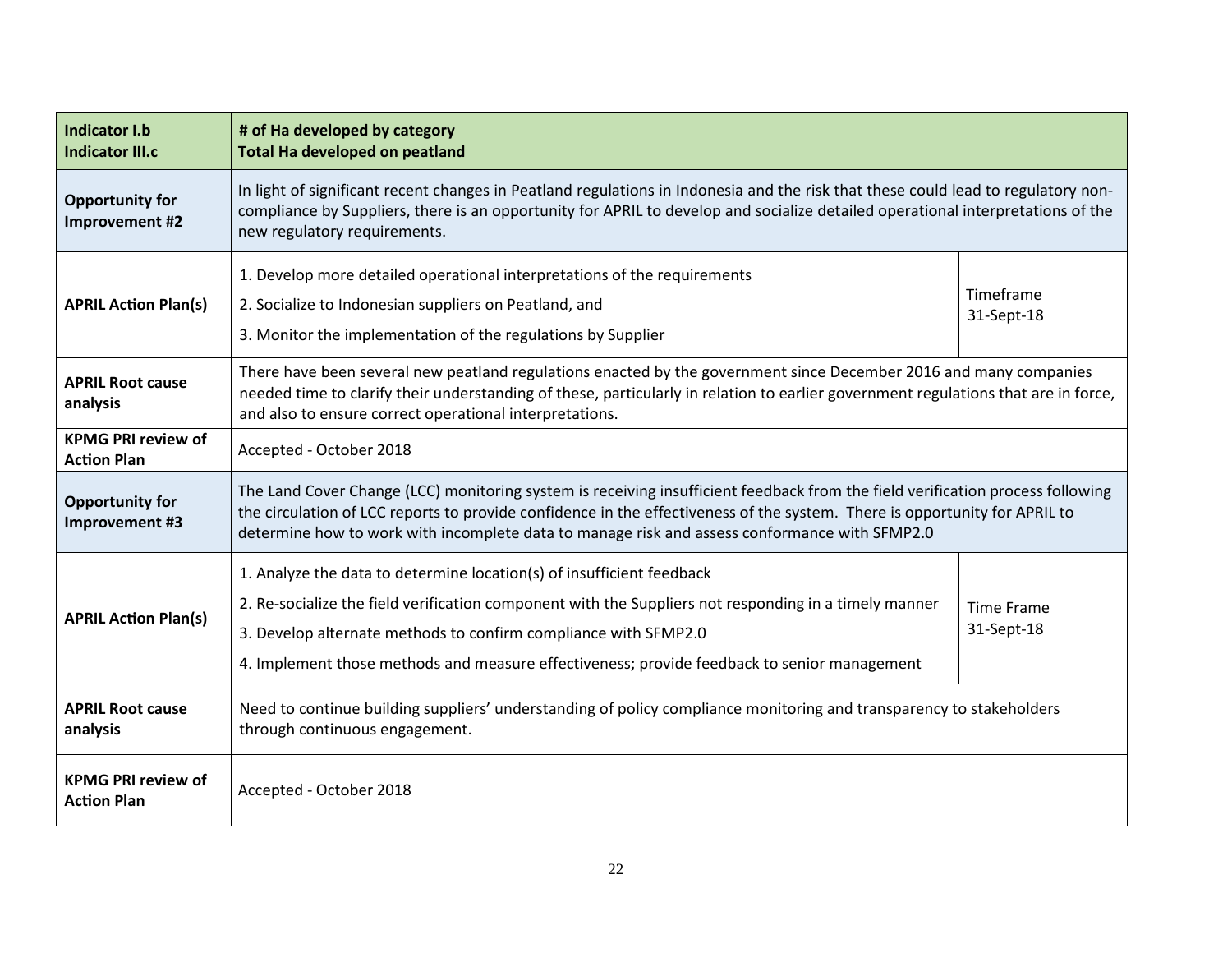| **Indicator I.b**<br>**Indicator III.c** | **# of Ha developed by category**<br>**Total Ha developed on peatland** | |
|---|---|---|
| **Opportunity for Improvement #2** | In light of significant recent changes in Peatland regulations in Indonesia and the risk that these could lead to regulatory non-compliance by Suppliers, there is an opportunity for APRIL to develop and socialize detailed operational interpretations of the new regulatory requirements. | |
| **APRIL Action Plan(s)** | 1. Develop more detailed operational interpretations of the requirements<br>2. Socialize to Indonesian suppliers on Peatland, and<br>3. Monitor the implementation of the regulations by Supplier | Timeframe<br>31-Sept-18 |
| **APRIL Root cause analysis** | There have been several new peatland regulations enacted by the government since December 2016 and many companies needed time to clarify their understanding of these, particularly in relation to earlier government regulations that are in force, and also to ensure correct operational interpretations. | |
| **KPMG PRI review of Action Plan** | Accepted - October 2018 | |
| **Opportunity for Improvement #3** | The Land Cover Change (LCC) monitoring system is receiving insufficient feedback from the field verification process following the circulation of LCC reports to provide confidence in the effectiveness of the system. There is opportunity for APRIL to determine how to work with incomplete data to manage risk and assess conformance with SFMP2.0 | |
| **APRIL Action Plan(s)** | 1. Analyze the data to determine location(s) of insufficient feedback<br>2. Re-socialize the field verification component with the Suppliers not responding in a timely manner<br>3. Develop alternate methods to confirm compliance with SFMP2.0<br>4. Implement those methods and measure effectiveness; provide feedback to senior management | Time Frame<br>31-Sept-18 |
| **APRIL Root cause analysis** | Need to continue building suppliers' understanding of policy compliance monitoring and transparency to stakeholders through continuous engagement. | |
| **KPMG PRI review of Action Plan** | Accepted - October 2018 | |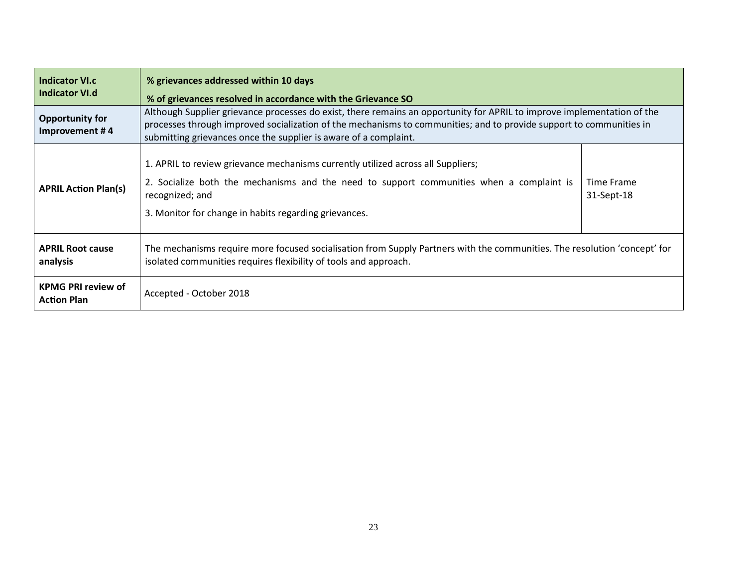| | | |
|---|---|---|
| **Indicator VI.c**<br>**Indicator VI.d** | **% grievances addressed within 10 days**<br>**% of grievances resolved in accordance with the Grievance SO** | |
| **Opportunity for Improvement # 4** | Although Supplier grievance processes do exist, there remains an opportunity for APRIL to improve implementation of the processes through improved socialization of the mechanisms to communities; and to provide support to communities in submitting grievances once the supplier is aware of a complaint. | |
| **APRIL Action Plan(s)** | 1. APRIL to review grievance mechanisms currently utilized across all Suppliers;<br>2. Socialize both the mechanisms and the need to support communities when a complaint is recognized; and<br>3. Monitor for change in habits regarding grievances. | Time Frame<br>31-Sept-18 |
| **APRIL Root cause analysis** | The mechanisms require more focused socialisation from Supply Partners with the communities. The resolution 'concept' for isolated communities requires flexibility of tools and approach. | |
| **KPMG PRI review of Action Plan** | Accepted - October 2018 | |